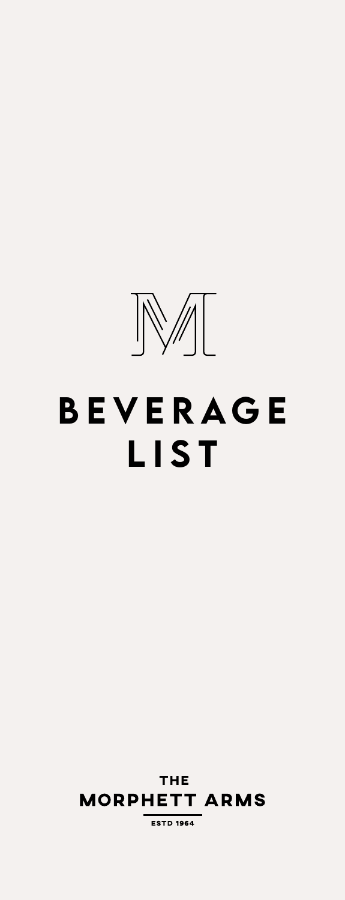M

# BEVERAGE LIST

THE
MORPHETT ARMS
ESTD 1964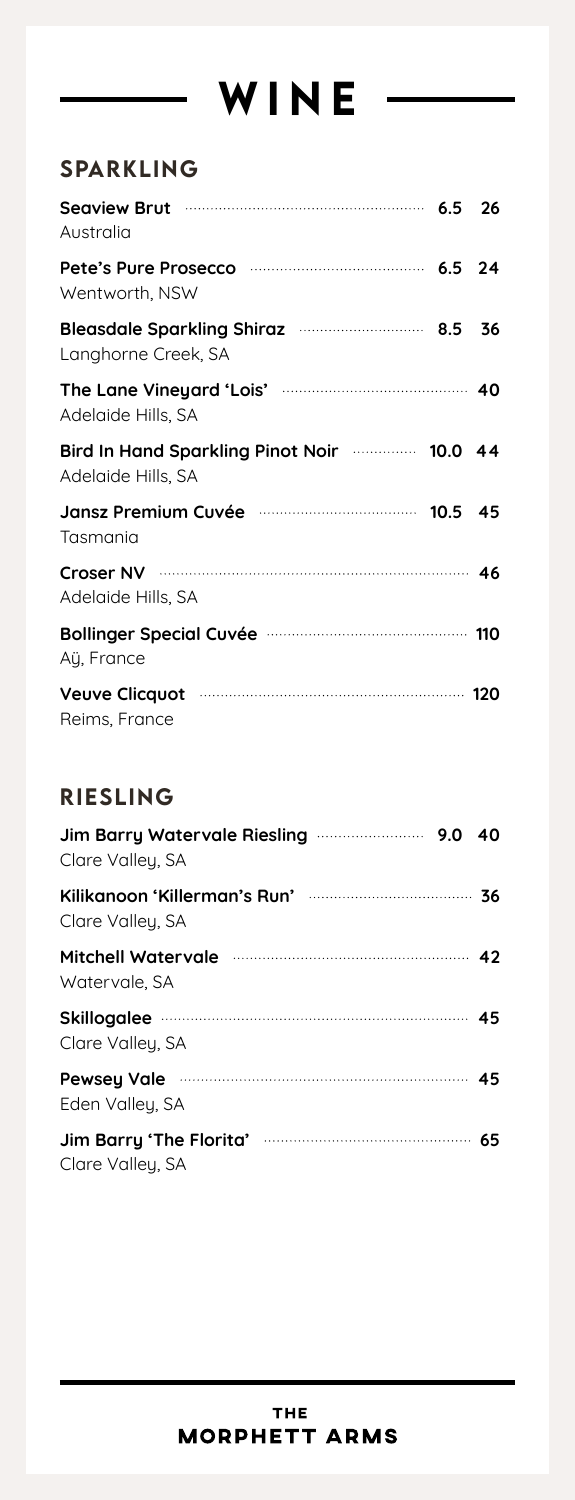# WINE

## SPARKLING

| Wine | Glass | Bottle |
| --- | --- | --- |
| **Seaview Brut**<br>Australia | 6.5 | 26 |
| **Pete's Pure Prosecco**<br>Wentworth, NSW | 6.5 | 24 |
| **Bleasdale Sparkling Shiraz**<br>Langhorne Creek, SA | 8.5 | 36 |
| **The Lane Vineyard 'Lois'**<br>Adelaide Hills, SA | | 40 |
| **Bird In Hand Sparkling Pinot Noir**<br>Adelaide Hills, SA | 10.0 | 44 |
| **Jansz Premium Cuvée**<br>Tasmania | 10.5 | 45 |
| **Croser NV**<br>Adelaide Hills, SA | | 46 |
| **Bollinger Special Cuvée**<br>Aÿ, France | | 110 |
| **Veuve Clicquot**<br>Reims, France | | 120 |

## RIESLING

| Wine | Glass | Bottle |
| --- | --- | --- |
| **Jim Barry Watervale Riesling**<br>Clare Valley, SA | 9.0 | 40 |
| **Kilikanoon 'Killerman's Run'**<br>Clare Valley, SA | | 36 |
| **Mitchell Watervale**<br>Watervale, SA | | 42 |
| **Skillogalee**<br>Clare Valley, SA | | 45 |
| **Pewsey Vale**<br>Eden Valley, SA | | 45 |
| **Jim Barry 'The Florita'**<br>Clare Valley, SA | | 65 |

THE MORPHETT ARMS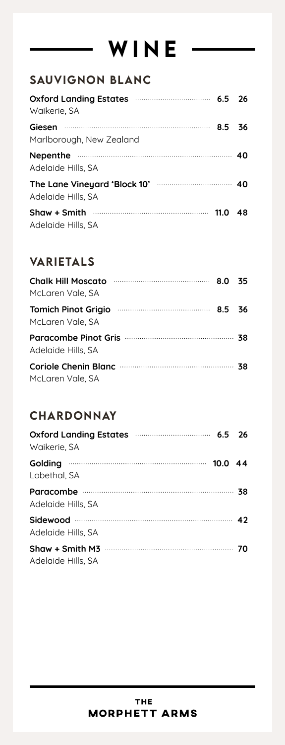# WINE

## SAUVIGNON BLANC

**Oxford Landing Estates** ..... **6.5** **26**
Waikerie, SA

**Giesen** ..... **8.5** **36**
Marlborough, New Zealand

**Nepenthe** ..... **40**
Adelaide Hills, SA

**The Lane Vineyard 'Block 10'** ..... **40**
Adelaide Hills, SA

**Shaw + Smith** ..... **11.0** **48**
Adelaide Hills, SA

## VARIETALS

**Chalk Hill Moscato** ..... **8.0** **35**
McLaren Vale, SA

**Tomich Pinot Grigio** ..... **8.5** **36**
McLaren Vale, SA

**Paracombe Pinot Gris** ..... **38**
Adelaide Hills, SA

**Coriole Chenin Blanc** ..... **38**
McLaren Vale, SA

## CHARDONNAY

**Oxford Landing Estates** ..... **6.5** **26**
Waikerie, SA

**Golding** ..... **10.0** **44**
Lobethal, SA

**Paracombe** ..... **38**
Adelaide Hills, SA

**Sidewood** ..... **42**
Adelaide Hills, SA

**Shaw + Smith M3** ..... **70**
Adelaide Hills, SA

**THE MORPHETT ARMS**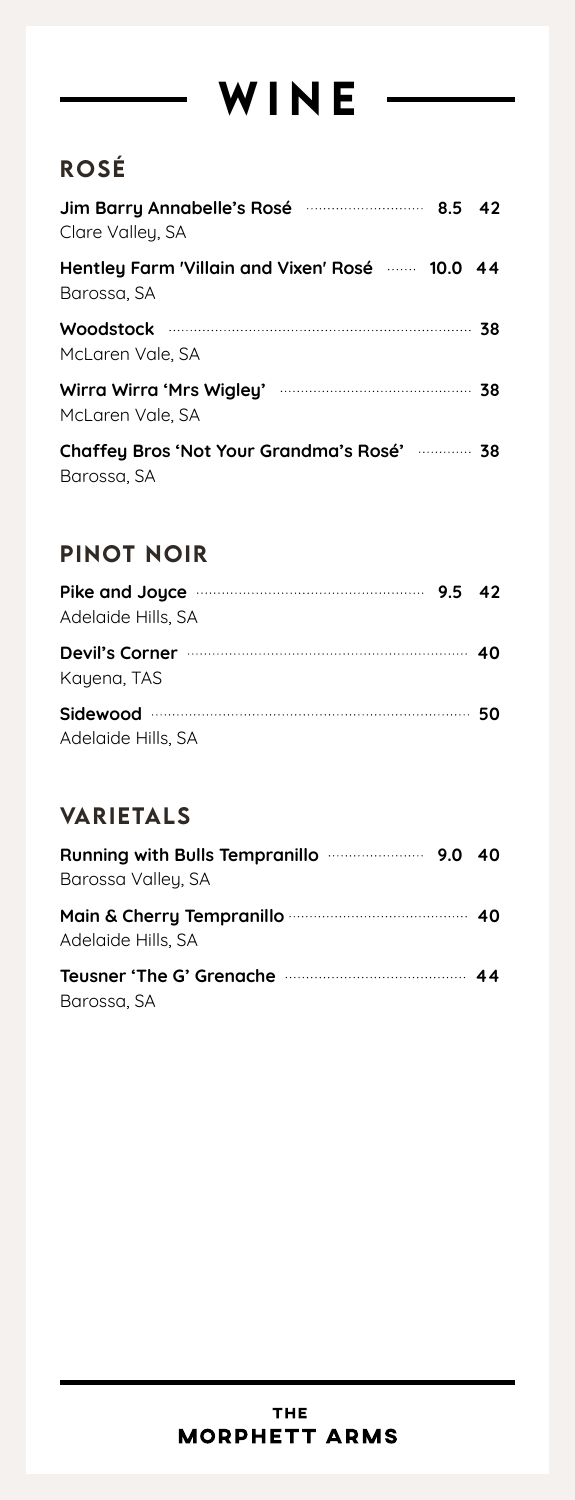# WINE

## ROSÉ

**Jim Barry Annabelle's Rosé** ........ 8.5 42
Clare Valley, SA

**Hentley Farm 'Villain and Vixen' Rosé** ........ 10.0 44
Barossa, SA

**Woodstock** ........ 38
McLaren Vale, SA

**Wirra Wirra 'Mrs Wigley'** ........ 38
McLaren Vale, SA

**Chaffey Bros 'Not Your Grandma's Rosé'** ........ 38
Barossa, SA

## PINOT NOIR

**Pike and Joyce** ........ 9.5 42
Adelaide Hills, SA

**Devil's Corner** ........ 40
Kayena, TAS

**Sidewood** ........ 50
Adelaide Hills, SA

## VARIETALS

**Running with Bulls Tempranillo** ........ 9.0 40
Barossa Valley, SA

**Main & Cherry Tempranillo** ........ 40
Adelaide Hills, SA

**Teusner 'The G' Grenache** ........ 44
Barossa, SA

**THE MORPHETT ARMS**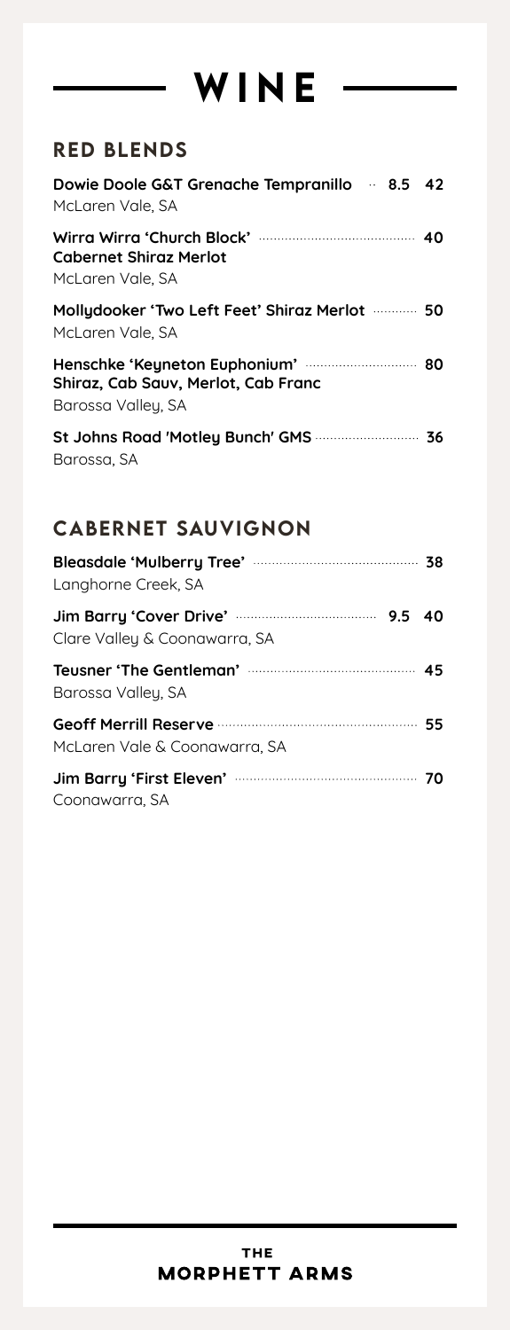# WINE

## RED BLENDS

**Dowie Doole G&T Grenache Tempranillo** ··· 8.5 42
McLaren Vale, SA

**Wirra Wirra 'Church Block'** ··· 40
**Cabernet Shiraz Merlot**
McLaren Vale, SA

**Mollydooker 'Two Left Feet' Shiraz Merlot** ··· 50
McLaren Vale, SA

**Henschke 'Keyneton Euphonium'** ··· 80
**Shiraz, Cab Sauv, Merlot, Cab Franc**
Barossa Valley, SA

**St Johns Road 'Motley Bunch' GMS** ··· 36
Barossa, SA

## CABERNET SAUVIGNON

**Bleasdale 'Mulberry Tree'** ··· 38
Langhorne Creek, SA

**Jim Barry 'Cover Drive'** ··· 9.5 40
Clare Valley & Coonawarra, SA

**Teusner 'The Gentleman'** ··· 45
Barossa Valley, SA

**Geoff Merrill Reserve** ··· 55
McLaren Vale & Coonawarra, SA

**Jim Barry 'First Eleven'** ··· 70
Coonawarra, SA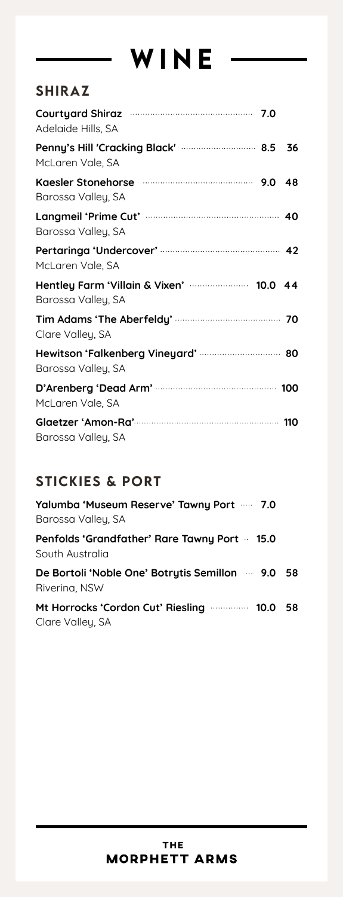# WINE

## SHIRAZ

| Wine | Glass | Bottle |
|---|---|---|
| **Courtyard Shiraz**<br>Adelaide Hills, SA | 7.0 | |
| **Penny's Hill 'Cracking Black'**<br>McLaren Vale, SA | 8.5 | 36 |
| **Kaesler Stonehorse**<br>Barossa Valley, SA | 9.0 | 48 |
| **Langmeil 'Prime Cut'**<br>Barossa Valley, SA | | 40 |
| **Pertaringa 'Undercover'**<br>McLaren Vale, SA | | 42 |
| **Hentley Farm 'Villain & Vixen'**<br>Barossa Valley, SA | 10.0 | 44 |
| **Tim Adams 'The Aberfeldy'**<br>Clare Valley, SA | | 70 |
| **Hewitson 'Falkenberg Vineyard'**<br>Barossa Valley, SA | | 80 |
| **D'Arenberg 'Dead Arm'**<br>McLaren Vale, SA | | 100 |
| **Glaetzer 'Amon-Ra'**<br>Barossa Valley, SA | | 110 |

## STICKIES & PORT

| Wine | Glass | Bottle |
|---|---|---|
| **Yalumba 'Museum Reserve' Tawny Port**<br>Barossa Valley, SA | 7.0 | |
| **Penfolds 'Grandfather' Rare Tawny Port**<br>South Australia | 15.0 | |
| **De Bortoli 'Noble One' Botrytis Semillon**<br>Riverina, NSW | 9.0 | 58 |
| **Mt Horrocks 'Cordon Cut' Riesling**<br>Clare Valley, SA | 10.0 | 58 |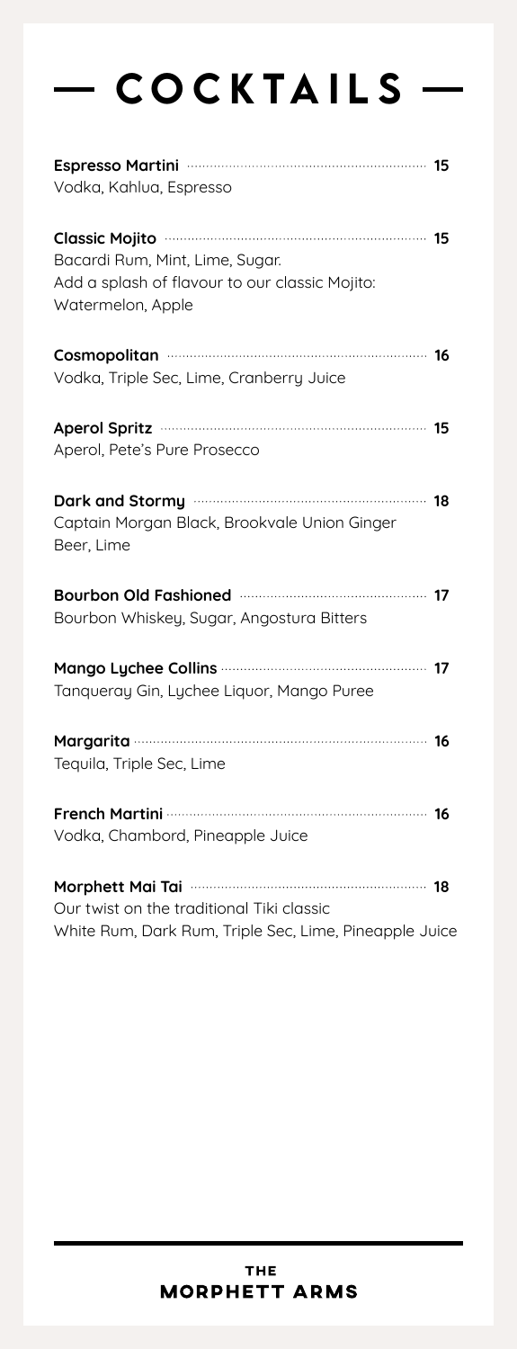# — COCKTAILS —

**Espresso Martini** ........ 15
Vodka, Kahlua, Espresso

**Classic Mojito** ........ 15
Bacardi Rum, Mint, Lime, Sugar.
Add a splash of flavour to our classic Mojito:
Watermelon, Apple

**Cosmopolitan** ........ 16
Vodka, Triple Sec, Lime, Cranberry Juice

**Aperol Spritz** ........ 15
Aperol, Pete's Pure Prosecco

**Dark and Stormy** ........ 18
Captain Morgan Black, Brookvale Union Ginger Beer, Lime

**Bourbon Old Fashioned** ........ 17
Bourbon Whiskey, Sugar, Angostura Bitters

**Mango Lychee Collins** ........ 17
Tanqueray Gin, Lychee Liquor, Mango Puree

**Margarita** ........ 16
Tequila, Triple Sec, Lime

**French Martini** ........ 16
Vodka, Chambord, Pineapple Juice

**Morphett Mai Tai** ........ 18
Our twist on the traditional Tiki classic
White Rum, Dark Rum, Triple Sec, Lime, Pineapple Juice

**THE MORPHETT ARMS**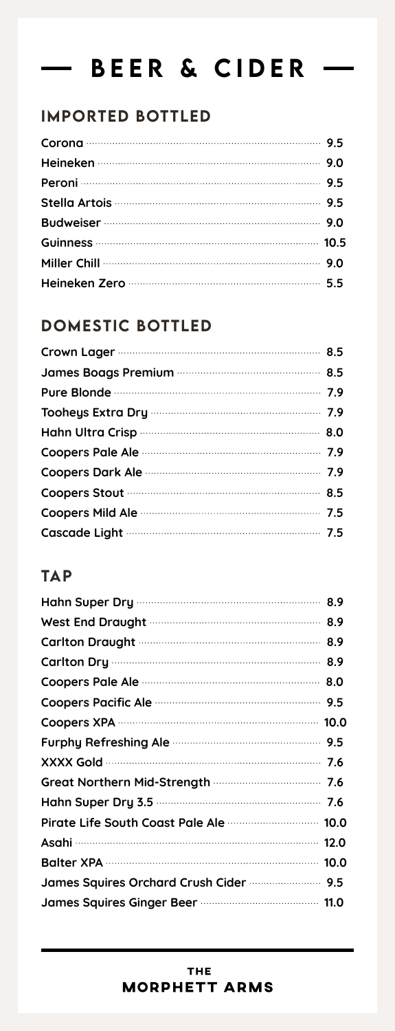# — BEER & CIDER —

## IMPORTED BOTTLED

| Item | Price |
| --- | --- |
| Corona | 9.5 |
| Heineken | 9.0 |
| Peroni | 9.5 |
| Stella Artois | 9.5 |
| Budweiser | 9.0 |
| Guinness | 10.5 |
| Miller Chill | 9.0 |
| Heineken Zero | 5.5 |

## DOMESTIC BOTTLED

| Item | Price |
| --- | --- |
| Crown Lager | 8.5 |
| James Boags Premium | 8.5 |
| Pure Blonde | 7.9 |
| Tooheys Extra Dry | 7.9 |
| Hahn Ultra Crisp | 8.0 |
| Coopers Pale Ale | 7.9 |
| Coopers Dark Ale | 7.9 |
| Coopers Stout | 8.5 |
| Coopers Mild Ale | 7.5 |
| Cascade Light | 7.5 |

## TAP

| Item | Price |
| --- | --- |
| Hahn Super Dry | 8.9 |
| West End Draught | 8.9 |
| Carlton Draught | 8.9 |
| Carlton Dry | 8.9 |
| Coopers Pale Ale | 8.0 |
| Coopers Pacific Ale | 9.5 |
| Coopers XPA | 10.0 |
| Furphy Refreshing Ale | 9.5 |
| XXXX Gold | 7.6 |
| Great Northern Mid-Strength | 7.6 |
| Hahn Super Dry 3.5 | 7.6 |
| Pirate Life South Coast Pale Ale | 10.0 |
| Asahi | 12.0 |
| Balter XPA | 10.0 |
| James Squires Orchard Crush Cider | 9.5 |
| James Squires Ginger Beer | 11.0 |

THE
MORPHETT ARMS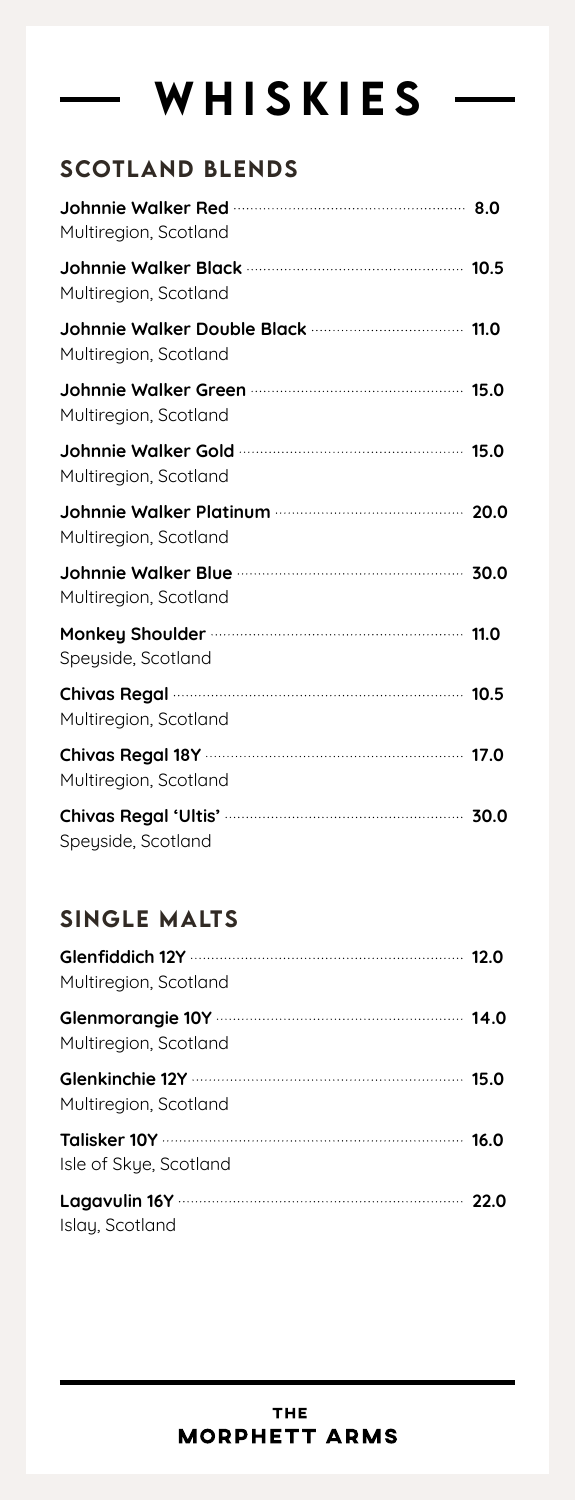# — WHISKIES —

## SCOTLAND BLENDS

**Johnnie Walker Red** ........ 8.0
Multiregion, Scotland

**Johnnie Walker Black** ........ 10.5
Multiregion, Scotland

**Johnnie Walker Double Black** ........ 11.0
Multiregion, Scotland

**Johnnie Walker Green** ........ 15.0
Multiregion, Scotland

**Johnnie Walker Gold** ........ 15.0
Multiregion, Scotland

**Johnnie Walker Platinum** ........ 20.0
Multiregion, Scotland

**Johnnie Walker Blue** ........ 30.0
Multiregion, Scotland

**Monkey Shoulder** ........ 11.0
Speyside, Scotland

**Chivas Regal** ........ 10.5
Multiregion, Scotland

**Chivas Regal 18Y** ........ 17.0
Multiregion, Scotland

**Chivas Regal 'Ultis'** ........ 30.0
Speyside, Scotland

## SINGLE MALTS

**Glenfiddich 12Y** ........ 12.0
Multiregion, Scotland

**Glenmorangie 10Y** ........ 14.0
Multiregion, Scotland

**Glenkinchie 12Y** ........ 15.0
Multiregion, Scotland

**Talisker 10Y** ........ 16.0
Isle of Skye, Scotland

**Lagavulin 16Y** ........ 22.0
Islay, Scotland

**THE MORPHETT ARMS**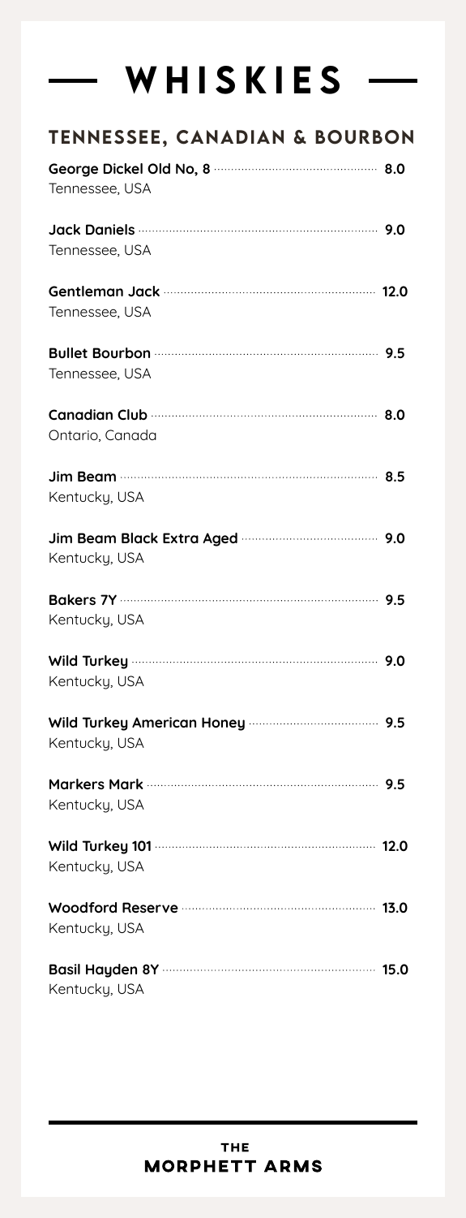# — WHISKIES —

## TENNESSEE, CANADIAN & BOURBON

**George Dickel Old No, 8** ........ 8.0
Tennessee, USA

**Jack Daniels** ........ 9.0
Tennessee, USA

**Gentleman Jack** ........ 12.0
Tennessee, USA

**Bullet Bourbon** ........ 9.5
Tennessee, USA

**Canadian Club** ........ 8.0
Ontario, Canada

**Jim Beam** ........ 8.5
Kentucky, USA

**Jim Beam Black Extra Aged** ........ 9.0
Kentucky, USA

**Bakers 7Y** ........ 9.5
Kentucky, USA

**Wild Turkey** ........ 9.0
Kentucky, USA

**Wild Turkey American Honey** ........ 9.5
Kentucky, USA

**Markers Mark** ........ 9.5
Kentucky, USA

**Wild Turkey 101** ........ 12.0
Kentucky, USA

**Woodford Reserve** ........ 13.0
Kentucky, USA

**Basil Hayden 8Y** ........ 15.0
Kentucky, USA

**THE MORPHETT ARMS**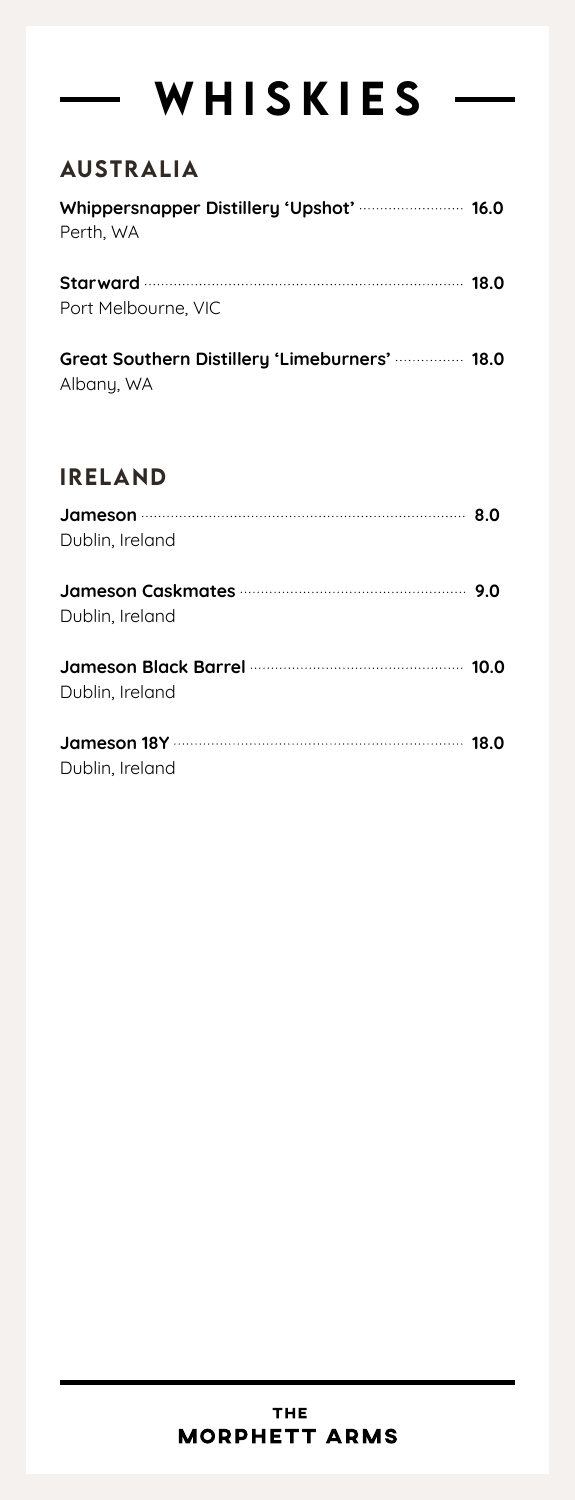# — WHISKIES —

## AUSTRALIA

**Whippersnapper Distillery 'Upshot'** ······ **16.0**
Perth, WA

**Starward** ······ **18.0**
Port Melbourne, VIC

**Great Southern Distillery 'Limeburners'** ······ **18.0**
Albany, WA

## IRELAND

**Jameson** ······ **8.0**
Dublin, Ireland

**Jameson Caskmates** ······ **9.0**
Dublin, Ireland

**Jameson Black Barrel** ······ **10.0**
Dublin, Ireland

**Jameson 18Y** ······ **18.0**
Dublin, Ireland

**THE MORPHETT ARMS**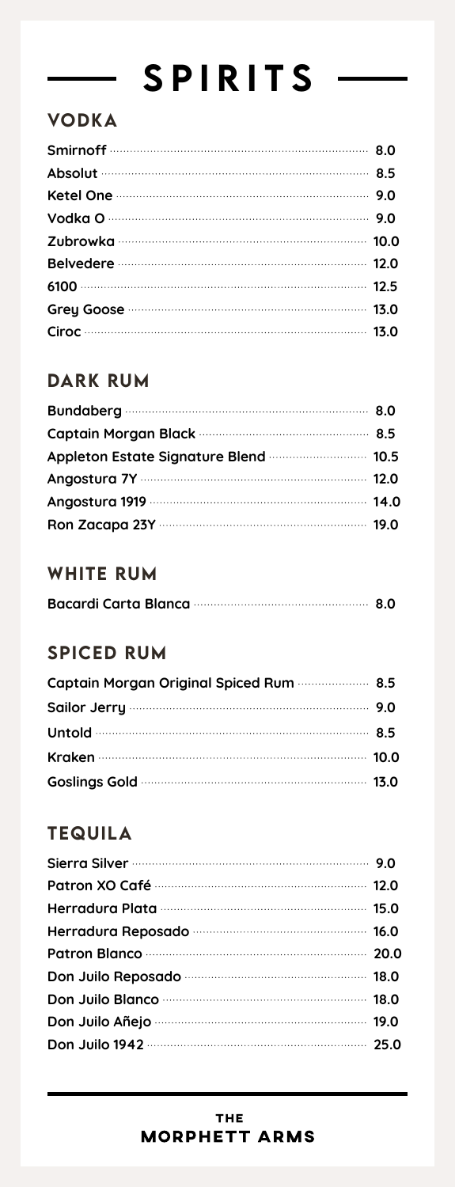# SPIRITS

## VODKA

| Item | Price |
|---|---|
| Smirnoff | 8.0 |
| Absolut | 8.5 |
| Ketel One | 9.0 |
| Vodka O | 9.0 |
| Zubrowka | 10.0 |
| Belvedere | 12.0 |
| 6100 | 12.5 |
| Grey Goose | 13.0 |
| Ciroc | 13.0 |

## DARK RUM

| Item | Price |
|---|---|
| Bundaberg | 8.0 |
| Captain Morgan Black | 8.5 |
| Appleton Estate Signature Blend | 10.5 |
| Angostura 7Y | 12.0 |
| Angostura 1919 | 14.0 |
| Ron Zacapa 23Y | 19.0 |

## WHITE RUM

| Item | Price |
|---|---|
| Bacardi Carta Blanca | 8.0 |

## SPICED RUM

| Item | Price |
|---|---|
| Captain Morgan Original Spiced Rum | 8.5 |
| Sailor Jerry | 9.0 |
| Untold | 8.5 |
| Kraken | 10.0 |
| Goslings Gold | 13.0 |

## TEQUILA

| Item | Price |
|---|---|
| Sierra Silver | 9.0 |
| Patron XO Café | 12.0 |
| Herradura Plata | 15.0 |
| Herradura Reposado | 16.0 |
| Patron Blanco | 20.0 |
| Don Juilo Reposado | 18.0 |
| Don Juilo Blanco | 18.0 |
| Don Juilo Añejo | 19.0 |
| Don Juilo 1942 | 25.0 |

THE MORPHETT ARMS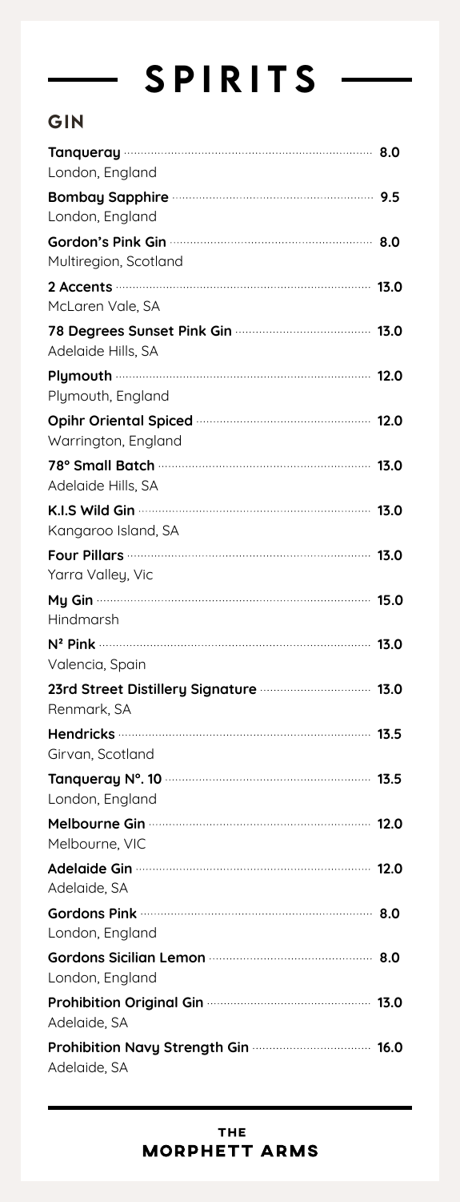# SPIRITS

## GIN

**Tanqueray** 8.0
London, England

**Bombay Sapphire** 9.5
London, England

**Gordon's Pink Gin** 8.0
Multiregion, Scotland

**2 Accents** 13.0
McLaren Vale, SA

**78 Degrees Sunset Pink Gin** 13.0
Adelaide Hills, SA

**Plymouth** 12.0
Plymouth, England

**Opihr Oriental Spiced** 12.0
Warrington, England

**78° Small Batch** 13.0
Adelaide Hills, SA

**K.I.S Wild Gin** 13.0
Kangaroo Island, SA

**Four Pillars** 13.0
Yarra Valley, Vic

**My Gin** 15.0
Hindmarsh

**N$^2$ Pink** 13.0
Valencia, Spain

**23rd Street Distillery Signature** 13.0
Renmark, SA

**Hendricks** 13.5
Girvan, Scotland

**Tanqueray N°. 10** 13.5
London, England

**Melbourne Gin** 12.0
Melbourne, VIC

**Adelaide Gin** 12.0
Adelaide, SA

**Gordons Pink** 8.0
London, England

**Gordons Sicilian Lemon** 8.0
London, England

**Prohibition Original Gin** 13.0
Adelaide, SA

**Prohibition Navy Strength Gin** 16.0
Adelaide, SA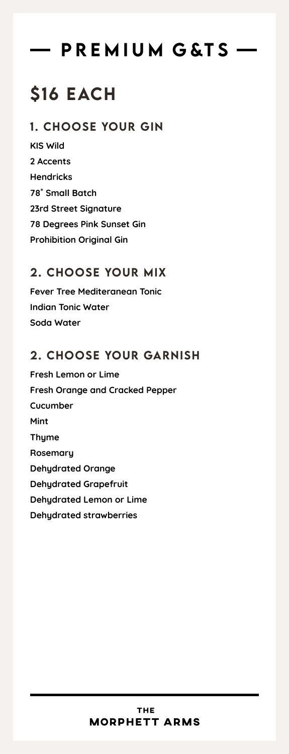# — PREMIUM G&TS —

## $16 EACH

### 1. CHOOSE YOUR GIN

KIS Wild

2 Accents

Hendricks

78˚ Small Batch

23rd Street Signature

78 Degrees Pink Sunset Gin

Prohibition Original Gin

### 2. CHOOSE YOUR MIX

Fever Tree Mediteranean Tonic

Indian Tonic Water

Soda Water

### 2. CHOOSE YOUR GARNISH

Fresh Lemon or Lime

Fresh Orange and Cracked Pepper

Cucumber

Mint

Thyme

Rosemary

Dehydrated Orange

Dehydrated Grapefruit

Dehydrated Lemon or Lime

Dehydrated strawberries